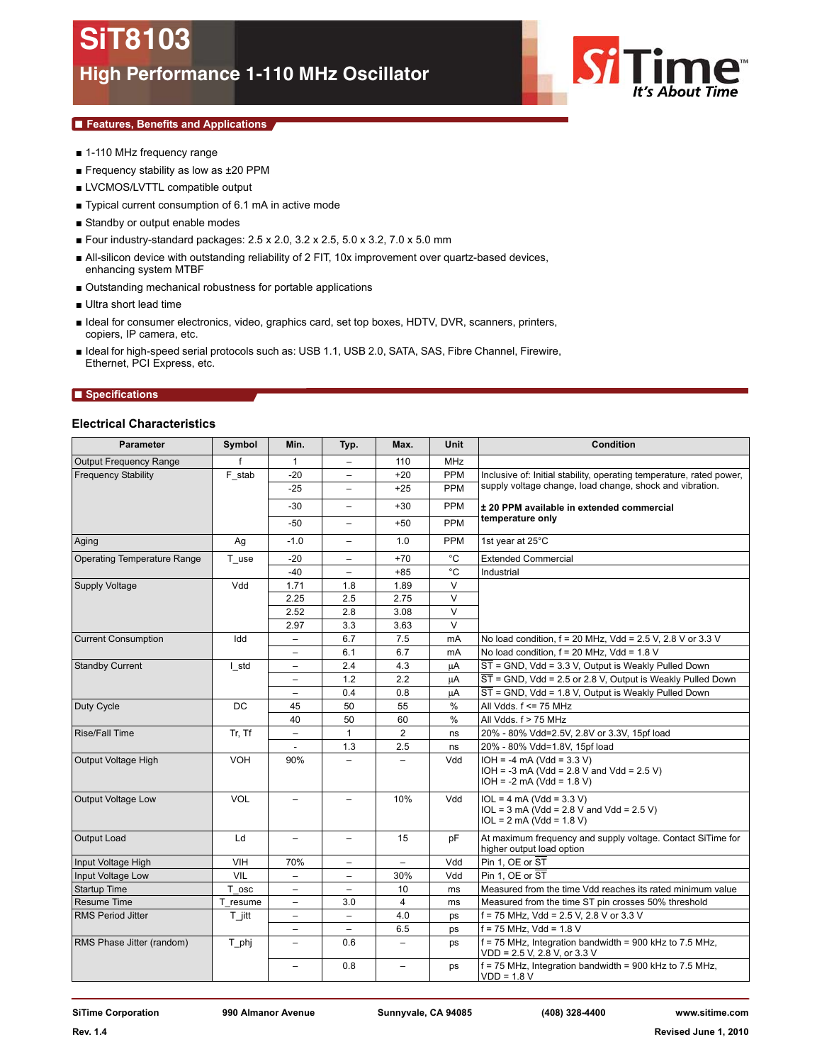# SiT8103

## High Performance 1-110 MHz Oscillator

SiTime
*It's About Time*

### Features, Benefits and Applications

- 1-110 MHz frequency range
- Frequency stability as low as ±20 PPM
- LVCMOS/LVTTL compatible output
- Typical current consumption of 6.1 mA in active mode
- Standby or output enable modes
- Four industry-standard packages: 2.5 x 2.0, 3.2 x 2.5, 5.0 x 3.2, 7.0 x 5.0 mm
- All-silicon device with outstanding reliability of 2 FIT, 10x improvement over quartz-based devices, enhancing system MTBF
- Outstanding mechanical robustness for portable applications
- Ultra short lead time
- Ideal for consumer electronics, video, graphics card, set top boxes, HDTV, DVR, scanners, printers, copiers, IP camera, etc.
- Ideal for high-speed serial protocols such as: USB 1.1, USB 2.0, SATA, SAS, Fibre Channel, Firewire, Ethernet, PCI Express, etc.

### Specifications

#### Electrical Characteristics

| Parameter | Symbol | Min. | Typ. | Max. | Unit | Condition |
|---|---|---|---|---|---|---|
| Output Frequency Range | f | 1 | – | 110 | MHz | |
| Frequency Stability | F_stab | -20 | – | +20 | PPM | Inclusive of: Initial stability, operating temperature, rated power, supply voltage change, load change, shock and vibration. |
| | | -25 | – | +25 | PPM | |
| | | -30 | – | +30 | PPM | **± 20 PPM available in extended commercial temperature only** |
| | | -50 | – | +50 | PPM | |
| Aging | Ag | -1.0 | – | 1.0 | PPM | 1st year at 25°C |
| Operating Temperature Range | T_use | -20 | – | +70 | °C | Extended Commercial |
| | | -40 | – | +85 | °C | Industrial |
| Supply Voltage | Vdd | 1.71 | 1.8 | 1.89 | V | |
| | | 2.25 | 2.5 | 2.75 | V | |
| | | 2.52 | 2.8 | 3.08 | V | |
| | | 2.97 | 3.3 | 3.63 | V | |
| Current Consumption | Idd | – | 6.7 | 7.5 | mA | No load condition, f = 20 MHz, Vdd = 2.5 V, 2.8 V or 3.3 V |
| | | – | 6.1 | 6.7 | mA | No load condition, f = 20 MHz, Vdd = 1.8 V |
| Standby Current | I_std | – | 2.4 | 4.3 | µA | $\overline{ST}$ = GND, Vdd = 3.3 V, Output is Weakly Pulled Down |
| | | – | 1.2 | 2.2 | µA | $\overline{ST}$ = GND, Vdd = 2.5 or 2.8 V, Output is Weakly Pulled Down |
| | | – | 0.4 | 0.8 | µA | $\overline{ST}$ = GND, Vdd = 1.8 V, Output is Weakly Pulled Down |
| Duty Cycle | DC | 45 | 50 | 55 | % | All Vdds. f <= 75 MHz |
| | | 40 | 50 | 60 | % | All Vdds. f > 75 MHz |
| Rise/Fall Time | Tr, Tf | – | 1 | 2 | ns | 20% - 80% Vdd=2.5V, 2.8V or 3.3V, 15pf load |
| | | - | 1.3 | 2.5 | ns | 20% - 80% Vdd=1.8V, 15pf load |
| Output Voltage High | VOH | 90% | – | – | Vdd | IOH = -4 mA (Vdd = 3.3 V)<br>IOH = -3 mA (Vdd = 2.8 V and Vdd = 2.5 V)<br>IOH = -2 mA (Vdd = 1.8 V) |
| Output Voltage Low | VOL | – | – | 10% | Vdd | IOL = 4 mA (Vdd = 3.3 V)<br>IOL = 3 mA (Vdd = 2.8 V and Vdd = 2.5 V)<br>IOL = 2 mA (Vdd = 1.8 V) |
| Output Load | Ld | – | – | 15 | pF | At maximum frequency and supply voltage. Contact SiTime for higher output load option |
| Input Voltage High | VIH | 70% | – | – | Vdd | Pin 1, OE or $\overline{ST}$ |
| Input Voltage Low | VIL | – | – | 30% | Vdd | Pin 1, OE or $\overline{ST}$ |
| Startup Time | T_osc | – | – | 10 | ms | Measured from the time Vdd reaches its rated minimum value |
| Resume Time | T_resume | – | 3.0 | 4 | ms | Measured from the time ST pin crosses 50% threshold |
| RMS Period Jitter | T_jitt | – | – | 4.0 | ps | f = 75 MHz, Vdd = 2.5 V, 2.8 V or 3.3 V |
| | | – | – | 6.5 | ps | f = 75 MHz, Vdd = 1.8 V |
| RMS Phase Jitter (random) | T_phj | – | 0.6 | – | ps | f = 75 MHz, Integration bandwidth = 900 kHz to 7.5 MHz, VDD = 2.5 V, 2.8 V, or 3.3 V |
| | | – | 0.8 | – | ps | f = 75 MHz, Integration bandwidth = 900 kHz to 7.5 MHz, VDD = 1.8 V |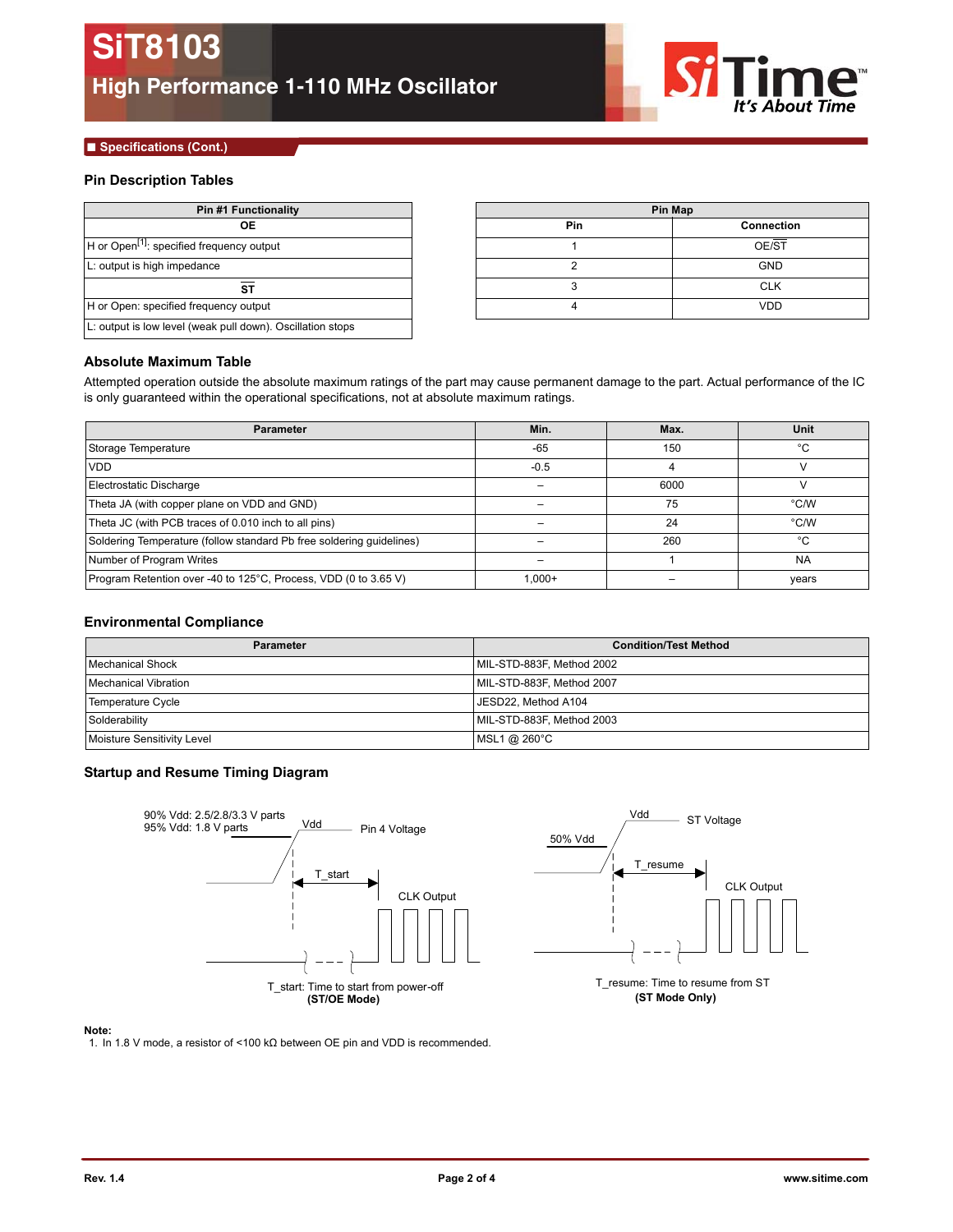## Specifications (Cont.)

### Pin Description Tables

| Pin #1 Functionality |
|---|
| **OE** |
| H or Open[1]: specified frequency output |
| L: output is high impedance |
| **$\overline{ST}$** |
| H or Open: specified frequency output |
| L: output is low level (weak pull down). Oscillation stops |

| Pin Map | |
|---|---|
| **Pin** | **Connection** |
| 1 | OE/$\overline{ST}$ |
| 2 | GND |
| 3 | CLK |
| 4 | VDD |

### Absolute Maximum Table

Attempted operation outside the absolute maximum ratings of the part may cause permanent damage to the part. Actual performance of the IC is only guaranteed within the operational specifications, not at absolute maximum ratings.

| Parameter | Min. | Max. | Unit |
|---|---|---|---|
| Storage Temperature | -65 | 150 | °C |
| VDD | -0.5 | 4 | V |
| Electrostatic Discharge | – | 6000 | V |
| Theta JA (with copper plane on VDD and GND) | – | 75 | °C/W |
| Theta JC (with PCB traces of 0.010 inch to all pins) | – | 24 | °C/W |
| Soldering Temperature (follow standard Pb free soldering guidelines) | – | 260 | °C |
| Number of Program Writes | – | 1 | NA |
| Program Retention over -40 to 125°C, Process, VDD (0 to 3.65 V) | 1,000+ | – | years |

### Environmental Compliance

| Parameter | Condition/Test Method |
|---|---|
| Mechanical Shock | MIL-STD-883F, Method 2002 |
| Mechanical Vibration | MIL-STD-883F, Method 2007 |
| Temperature Cycle | JESD22, Method A104 |
| Solderability | MIL-STD-883F, Method 2003 |
| Moisture Sensitivity Level | MSL1 @ 260°C |

### Startup and Resume Timing Diagram

90% Vdd: 2.5/2.8/3.3 V parts
95% Vdd: 1.8 V parts

Vdd — Pin 4 Voltage

T_start

CLK Output

T_start: Time to start from power-off
**(ST/OE Mode)**

Vdd — ST Voltage

50% Vdd

T_resume

CLK Output

T_resume: Time to resume from ST
**(ST Mode Only)**

**Note:**

1. In 1.8 V mode, a resistor of <100 kΩ between OE pin and VDD is recommended.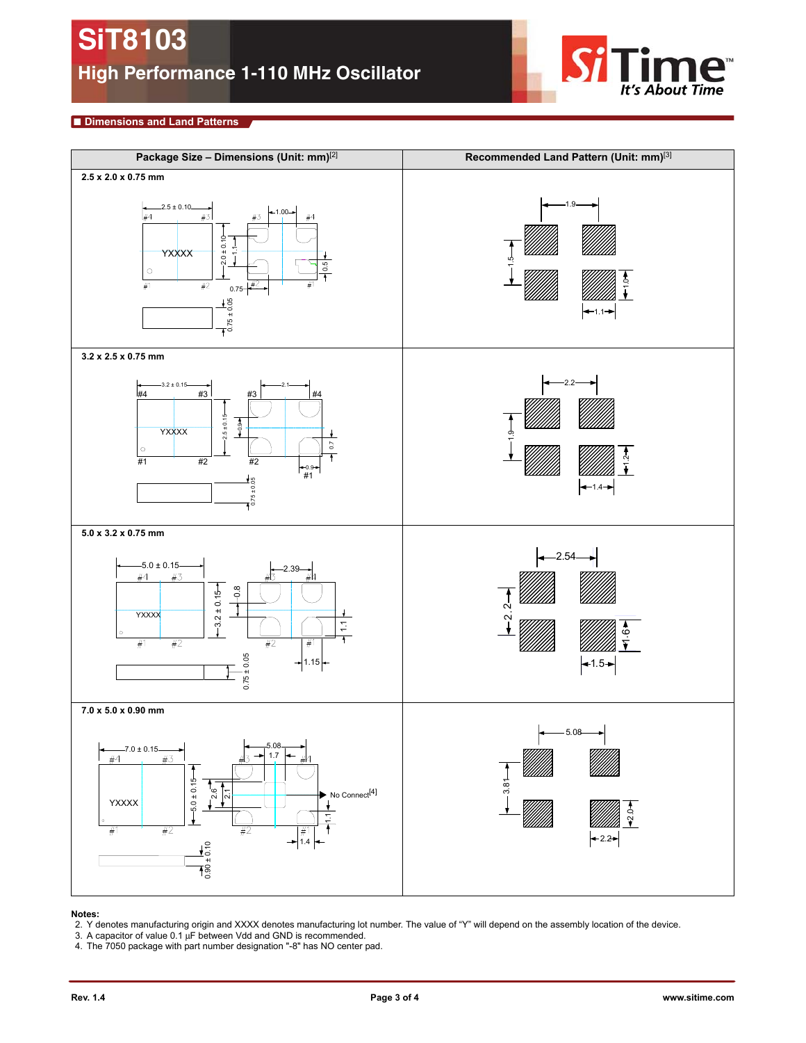## Dimensions and Land Patterns

| Package Size – Dimensions (Unit: mm)[2] | Recommended Land Pattern (Unit: mm)[3] |
|---|---|
| **2.5 x 2.0 x 0.75 mm** | |
| **3.2 x 2.5 x 0.75 mm** | |
| **5.0 x 3.2 x 0.75 mm** | |
| **7.0 x 5.0 x 0.90 mm** | |

**Notes:**

2. Y denotes manufacturing origin and XXXX denotes manufacturing lot number. The value of "Y" will depend on the assembly location of the device.
3. A capacitor of value 0.1 µF between Vdd and GND is recommended.
4. The 7050 package with part number designation "-8" has NO center pad.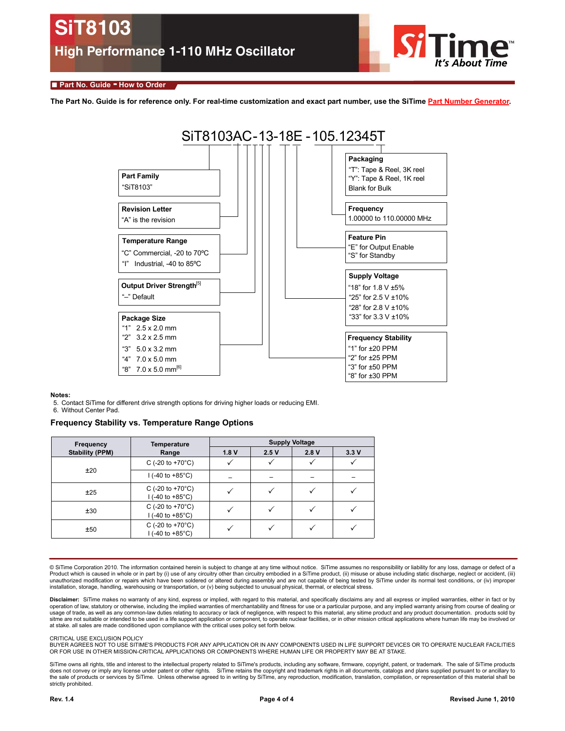## Part No. Guide - How to Order

**The Part No. Guide is for reference only. For real-time customization and exact part number, use the SiTime Part Number Generator.**

SiT8103AC-13-18E-105.12345T

**Part Family**
"SiT8103"

**Revision Letter**
"A" is the revision

**Temperature Range**
"C" Commercial, -20 to 70ºC
"I" Industrial, -40 to 85ºC

**Output Driver Strength**[5]
"–" Default

**Package Size**
"1" 2.5 x 2.0 mm
"2" 3.2 x 2.5 mm
"3" 5.0 x 3.2 mm
"4" 7.0 x 5.0 mm
"8" 7.0 x 5.0 mm[6]

**Packaging**
"T": Tape & Reel, 3K reel
"Y": Tape & Reel, 1K reel
Blank for Bulk

**Frequency**
1.00000 to 110.00000 MHz

**Feature Pin**
"E" for Output Enable
"S" for Standby

**Supply Voltage**
"18" for 1.8 V ±5%
"25" for 2.5 V ±10%
"28" for 2.8 V ±10%
"33" for 3.3 V ±10%

**Frequency Stability**
"1" for ±20 PPM
"2" for ±25 PPM
"3" for ±50 PPM
"8" for ±30 PPM

**Notes:**

5. Contact SiTime for different drive strength options for driving higher loads or reducing EMI.
6. Without Center Pad.

### Frequency Stability vs. Temperature Range Options

| Frequency Stability (PPM) | Temperature Range | Supply Voltage | | | |
|---|---|---|---|---|---|
| | | 1.8 V | 2.5 V | 2.8 V | 3.3 V |
| ±20 | C (-20 to +70°C) | ✓ | ✓ | ✓ | ✓ |
| | I (-40 to +85°C) | – | – | – | – |
| ±25 | C (-20 to +70°C)<br>I (-40 to +85°C) | ✓ | ✓ | ✓ | ✓ |
| ±30 | C (-20 to +70°C)<br>I (-40 to +85°C) | ✓ | ✓ | ✓ | ✓ |
| ±50 | C (-20 to +70°C)<br>I (-40 to +85°C) | ✓ | ✓ | ✓ | ✓ |

© SiTime Corporation 2010. The information contained herein is subject to change at any time without notice. SiTime assumes no responsibility or liability for any loss, damage or defect of a Product which is caused in whole or in part by (i) use of any circuitry other than circuitry embodied in a SiTime product, (ii) misuse or abuse including static discharge, neglect or accident, (iii) unauthorized modification or repairs which have been soldered or altered during assembly and are not capable of being tested by SiTime under its normal test conditions, or (iv) improper installation, storage, handling, warehousing or transportation, or (v) being subjected to unusual physical, thermal, or electrical stress.

**Disclaimer:** SiTime makes no warranty of any kind, express or implied, with regard to this material, and specifically disclaims any and all express or implied warranties, either in fact or by operation of law, statutory or otherwise, including the implied warranties of merchantability and fitness for use or a particular purpose, and any implied warranty arising from course of dealing or usage of trade, as well as any common-law duties relating to accuracy or lack of negligence, with respect to this material, any sitime product and any product documentation. products sold by sitime are not suitable or intended to be used in a life support application or component, to operate nuclear facilities, or in other mission critical applications where human life may be involved or at stake. all sales are made conditioned upon compliance with the critical uses policy set forth below.

CRITICAL USE EXCLUSION POLICY
BUYER AGREES NOT TO USE SITIME'S PRODUCTS FOR ANY APPLICATION OR IN ANY COMPONENTS USED IN LIFE SUPPORT DEVICES OR TO OPERATE NUCLEAR FACILITIES OR FOR USE IN OTHER MISSION-CRITICAL APPLICATIONS OR COMPONENTS WHERE HUMAN LIFE OR PROPERTY MAY BE AT STAKE.

SiTime owns all rights, title and interest to the intellectual property related to SiTime's products, including any software, firmware, copyright, patent, or trademark. The sale of SiTime products does not convey or imply any license under patent or other rights. SiTime retains the copyright and trademark rights in all documents, catalogs and plans supplied pursuant to or ancillary to the sale of products or services by SiTime. Unless otherwise agreed to in writing by SiTime, any reproduction, modification, translation, compilation, or representation of this material shall be strictly prohibited.

Rev. 1.4 Revised June 1, 2010